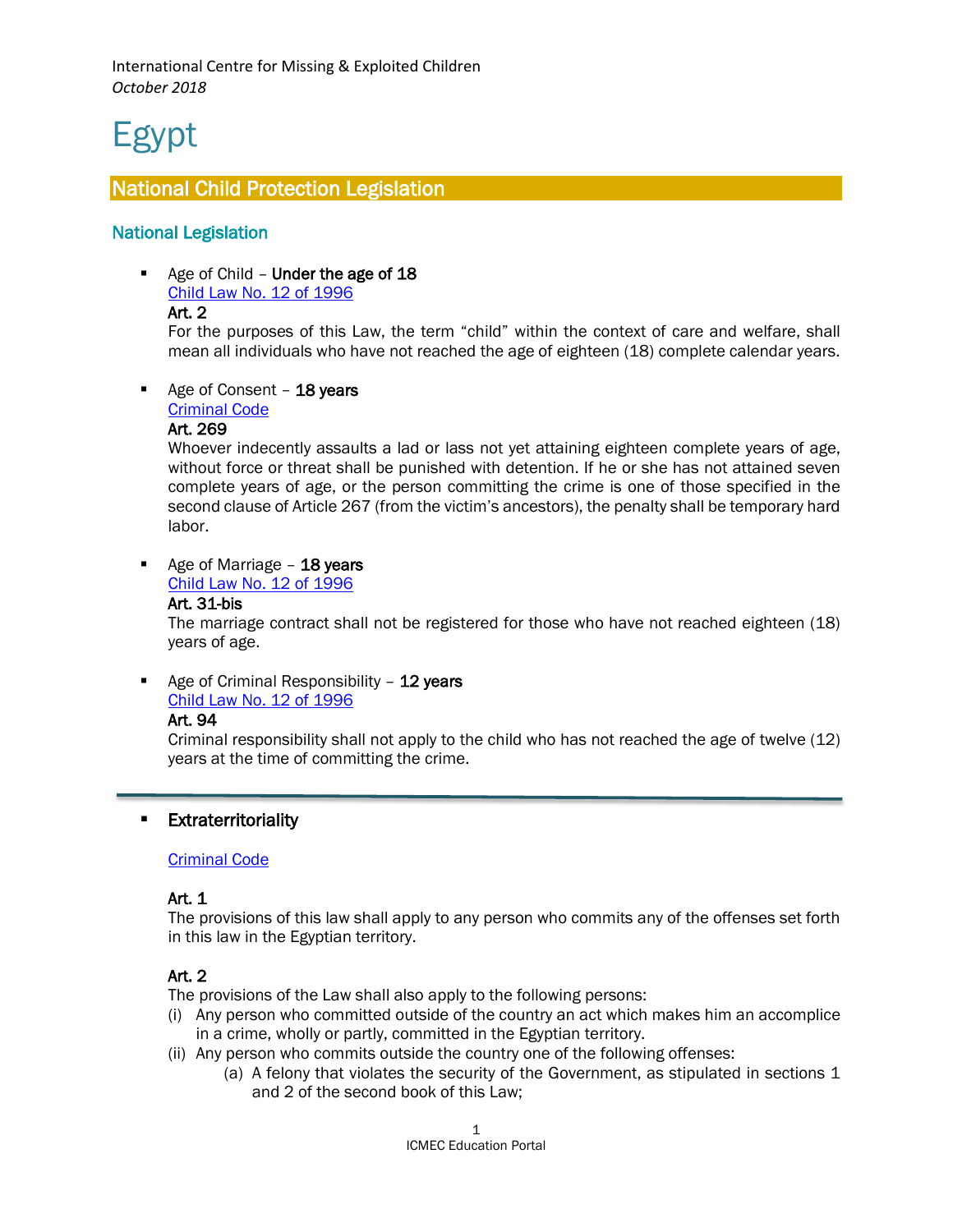International Centre for Missing & Exploited Children
*October 2018*

# Egypt

## National Child Protection Legislation

### National Legislation

- Age of Child – **Under the age of 18**
  Child Law No. 12 of 1996
  **Art. 2**
  For the purposes of this Law, the term "child" within the context of care and welfare, shall mean all individuals who have not reached the age of eighteen (18) complete calendar years.

- Age of Consent – **18 years**
  Criminal Code
  **Art. 269**
  Whoever indecently assaults a lad or lass not yet attaining eighteen complete years of age, without force or threat shall be punished with detention. If he or she has not attained seven complete years of age, or the person committing the crime is one of those specified in the second clause of Article 267 (from the victim's ancestors), the penalty shall be temporary hard labor.

- Age of Marriage – **18 years**
  Child Law No. 12 of 1996
  **Art. 31-bis**
  The marriage contract shall not be registered for those who have not reached eighteen (18) years of age.

- Age of Criminal Responsibility – **12 years**
  Child Law No. 12 of 1996
  **Art. 94**
  Criminal responsibility shall not apply to the child who has not reached the age of twelve (12) years at the time of committing the crime.

---

- **Extraterritoriality**

  Criminal Code

  **Art. 1**
  The provisions of this law shall apply to any person who commits any of the offenses set forth in this law in the Egyptian territory.

  **Art. 2**
  The provisions of the Law shall also apply to the following persons:
  (i) Any person who committed outside of the country an act which makes him an accomplice in a crime, wholly or partly, committed in the Egyptian territory.
  (ii) Any person who commits outside the country one of the following offenses:
  - (a) A felony that violates the security of the Government, as stipulated in sections 1 and 2 of the second book of this Law;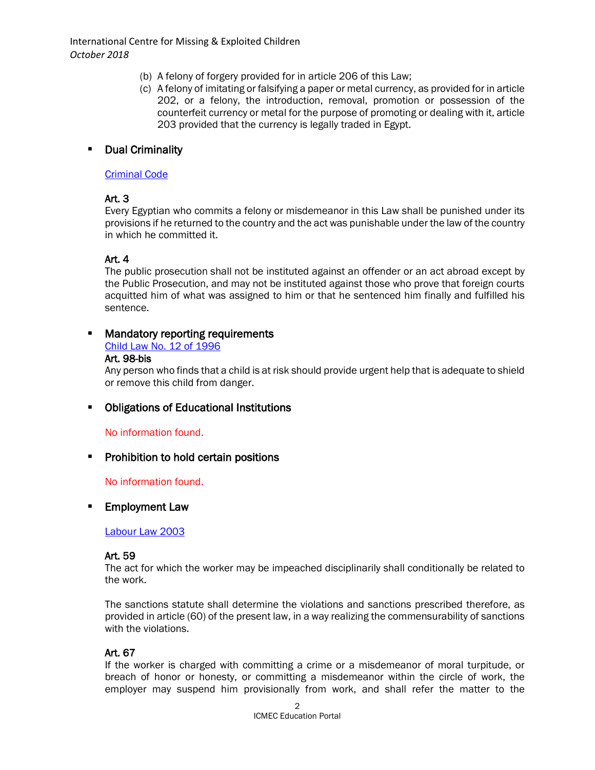(b) A felony of forgery provided for in article 206 of this Law;

(c) A felony of imitating or falsifying a paper or metal currency, as provided for in article 202, or a felony, the introduction, removal, promotion or possession of the counterfeit currency or metal for the purpose of promoting or dealing with it, article 203 provided that the currency is legally traded in Egypt.

- **Dual Criminality**

  Criminal Code

  **Art. 3**
  Every Egyptian who commits a felony or misdemeanor in this Law shall be punished under its provisions if he returned to the country and the act was punishable under the law of the country in which he committed it.

  **Art. 4**
  The public prosecution shall not be instituted against an offender or an act abroad except by the Public Prosecution, and may not be instituted against those who prove that foreign courts acquitted him of what was assigned to him or that he sentenced him finally and fulfilled his sentence.

- **Mandatory reporting requirements**

  Child Law No. 12 of 1996

  **Art. 98-bis**
  Any person who finds that a child is at risk should provide urgent help that is adequate to shield or remove this child from danger.

- **Obligations of Educational Institutions**

  No information found.

- **Prohibition to hold certain positions**

  No information found.

- **Employment Law**

  Labour Law 2003

  **Art. 59**
  The act for which the worker may be impeached disciplinarily shall conditionally be related to the work.

  The sanctions statute shall determine the violations and sanctions prescribed therefore, as provided in article (60) of the present law, in a way realizing the commensurability of sanctions with the violations.

  **Art. 67**
  If the worker is charged with committing a crime or a misdemeanor of moral turpitude, or breach of honor or honesty, or committing a misdemeanor within the circle of work, the employer may suspend him provisionally from work, and shall refer the matter to the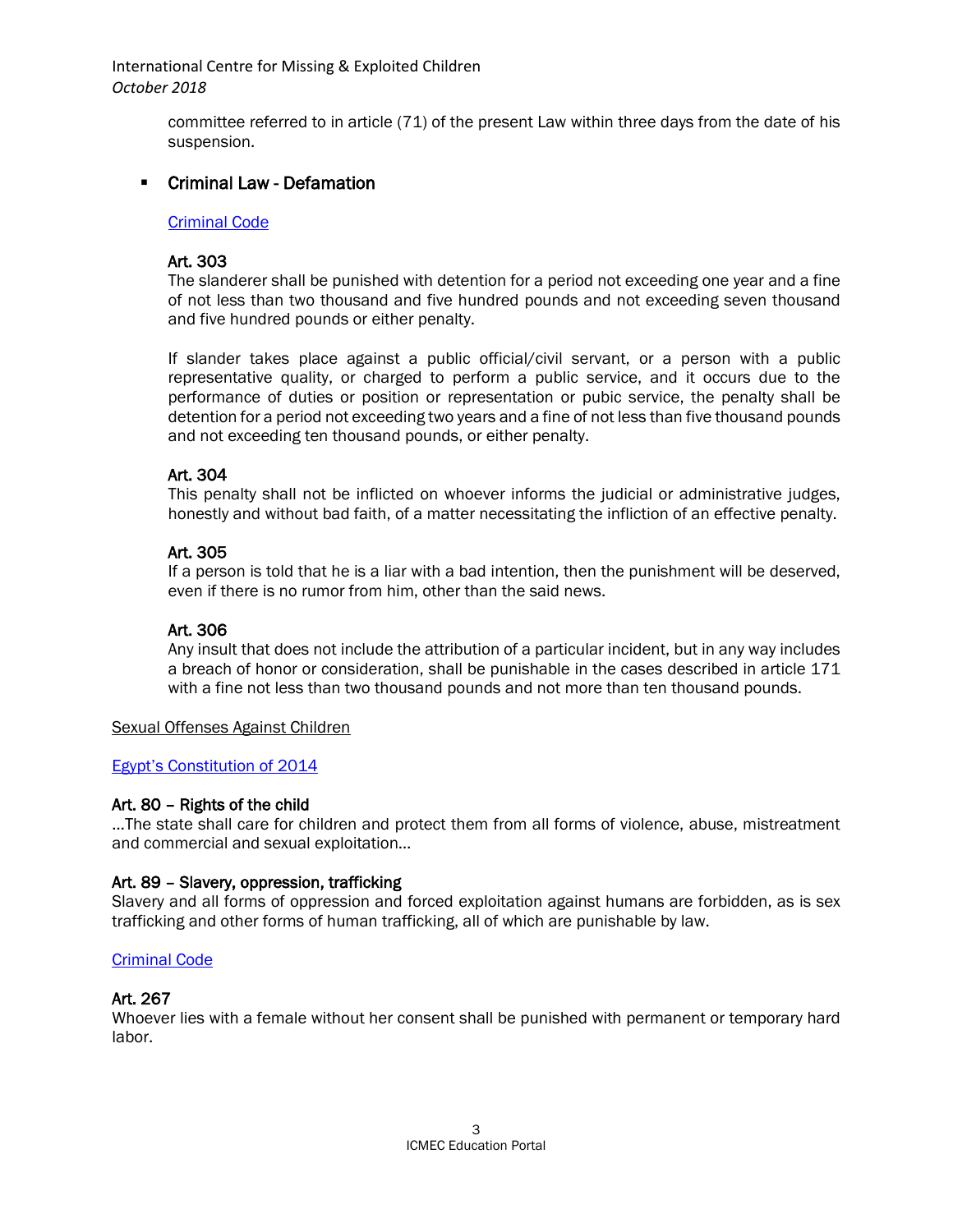committee referred to in article (71) of the present Law within three days from the date of his suspension.

- **Criminal Law - Defamation**

  Criminal Code

  **Art. 303**
  The slanderer shall be punished with detention for a period not exceeding one year and a fine of not less than two thousand and five hundred pounds and not exceeding seven thousand and five hundred pounds or either penalty.

  If slander takes place against a public official/civil servant, or a person with a public representative quality, or charged to perform a public service, and it occurs due to the performance of duties or position or representation or pubic service, the penalty shall be detention for a period not exceeding two years and a fine of not less than five thousand pounds and not exceeding ten thousand pounds, or either penalty.

  **Art. 304**
  This penalty shall not be inflicted on whoever informs the judicial or administrative judges, honestly and without bad faith, of a matter necessitating the infliction of an effective penalty.

  **Art. 305**
  If a person is told that he is a liar with a bad intention, then the punishment will be deserved, even if there is no rumor from him, other than the said news.

  **Art. 306**
  Any insult that does not include the attribution of a particular incident, but in any way includes a breach of honor or consideration, shall be punishable in the cases described in article 171 with a fine not less than two thousand pounds and not more than ten thousand pounds.

Sexual Offenses Against Children

Egypt's Constitution of 2014

**Art. 80 – Rights of the child**
…The state shall care for children and protect them from all forms of violence, abuse, mistreatment and commercial and sexual exploitation…

**Art. 89 – Slavery, oppression, trafficking**
Slavery and all forms of oppression and forced exploitation against humans are forbidden, as is sex trafficking and other forms of human trafficking, all of which are punishable by law.

Criminal Code

**Art. 267**
Whoever lies with a female without her consent shall be punished with permanent or temporary hard labor.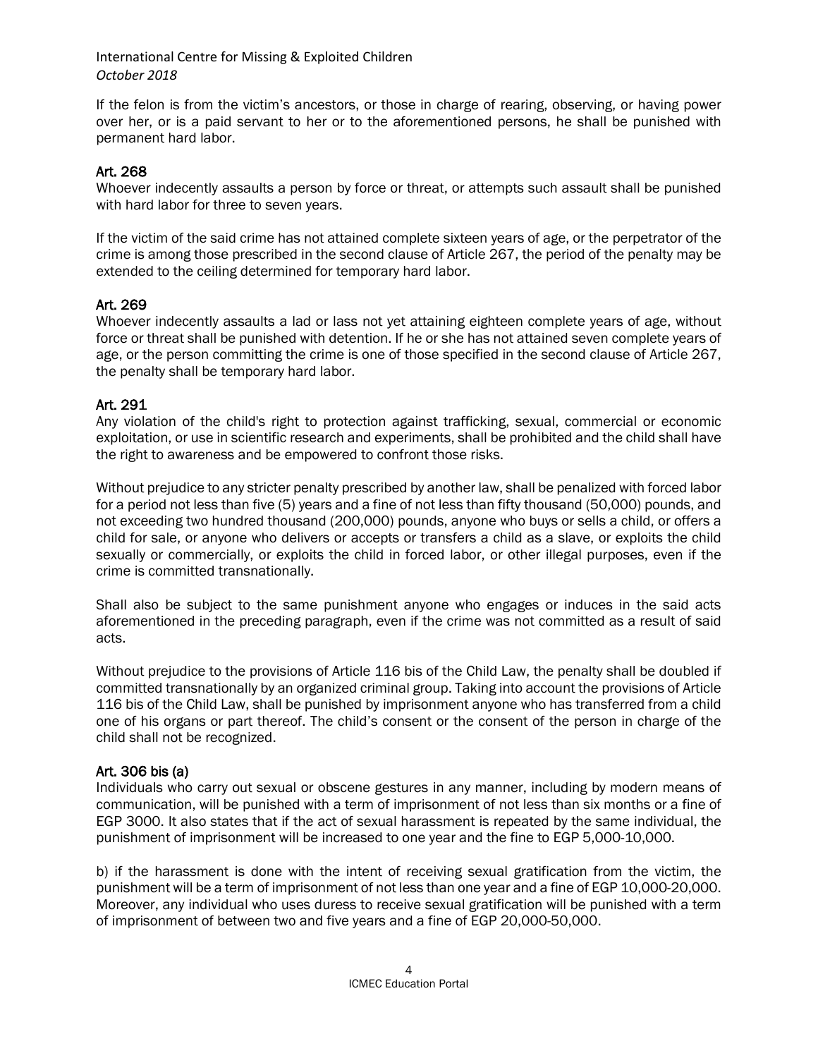If the felon is from the victim's ancestors, or those in charge of rearing, observing, or having power over her, or is a paid servant to her or to the aforementioned persons, he shall be punished with permanent hard labor.

### Art. 268

Whoever indecently assaults a person by force or threat, or attempts such assault shall be punished with hard labor for three to seven years.

If the victim of the said crime has not attained complete sixteen years of age, or the perpetrator of the crime is among those prescribed in the second clause of Article 267, the period of the penalty may be extended to the ceiling determined for temporary hard labor.

### Art. 269

Whoever indecently assaults a lad or lass not yet attaining eighteen complete years of age, without force or threat shall be punished with detention. If he or she has not attained seven complete years of age, or the person committing the crime is one of those specified in the second clause of Article 267, the penalty shall be temporary hard labor.

### Art. 291

Any violation of the child's right to protection against trafficking, sexual, commercial or economic exploitation, or use in scientific research and experiments, shall be prohibited and the child shall have the right to awareness and be empowered to confront those risks.

Without prejudice to any stricter penalty prescribed by another law, shall be penalized with forced labor for a period not less than five (5) years and a fine of not less than fifty thousand (50,000) pounds, and not exceeding two hundred thousand (200,000) pounds, anyone who buys or sells a child, or offers a child for sale, or anyone who delivers or accepts or transfers a child as a slave, or exploits the child sexually or commercially, or exploits the child in forced labor, or other illegal purposes, even if the crime is committed transnationally.

Shall also be subject to the same punishment anyone who engages or induces in the said acts aforementioned in the preceding paragraph, even if the crime was not committed as a result of said acts.

Without prejudice to the provisions of Article 116 bis of the Child Law, the penalty shall be doubled if committed transnationally by an organized criminal group. Taking into account the provisions of Article 116 bis of the Child Law, shall be punished by imprisonment anyone who has transferred from a child one of his organs or part thereof. The child's consent or the consent of the person in charge of the child shall not be recognized.

### Art. 306 bis (a)

Individuals who carry out sexual or obscene gestures in any manner, including by modern means of communication, will be punished with a term of imprisonment of not less than six months or a fine of EGP 3000. It also states that if the act of sexual harassment is repeated by the same individual, the punishment of imprisonment will be increased to one year and the fine to EGP 5,000-10,000.

b) if the harassment is done with the intent of receiving sexual gratification from the victim, the punishment will be a term of imprisonment of not less than one year and a fine of EGP 10,000-20,000. Moreover, any individual who uses duress to receive sexual gratification will be punished with a term of imprisonment of between two and five years and a fine of EGP 20,000-50,000.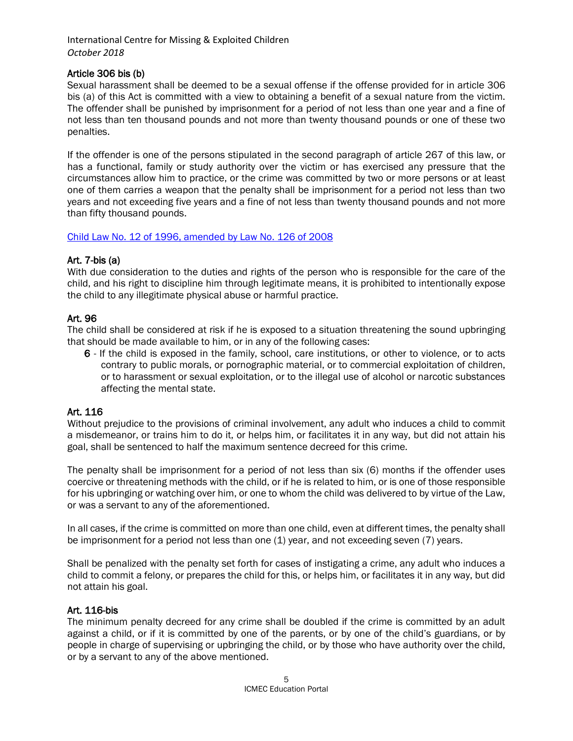### Article 306 bis (b)

Sexual harassment shall be deemed to be a sexual offense if the offense provided for in article 306 bis (a) of this Act is committed with a view to obtaining a benefit of a sexual nature from the victim. The offender shall be punished by imprisonment for a period of not less than one year and a fine of not less than ten thousand pounds and not more than twenty thousand pounds or one of these two penalties.

If the offender is one of the persons stipulated in the second paragraph of article 267 of this law, or has a functional, family or study authority over the victim or has exercised any pressure that the circumstances allow him to practice, or the crime was committed by two or more persons or at least one of them carries a weapon that the penalty shall be imprisonment for a period not less than two years and not exceeding five years and a fine of not less than twenty thousand pounds and not more than fifty thousand pounds.

Child Law No. 12 of 1996, amended by Law No. 126 of 2008

### Art. 7-bis (a)

With due consideration to the duties and rights of the person who is responsible for the care of the child, and his right to discipline him through legitimate means, it is prohibited to intentionally expose the child to any illegitimate physical abuse or harmful practice.

### Art. 96

The child shall be considered at risk if he is exposed to a situation threatening the sound upbringing that should be made available to him, or in any of the following cases:

**6** - If the child is exposed in the family, school, care institutions, or other to violence, or to acts contrary to public morals, or pornographic material, or to commercial exploitation of children, or to harassment or sexual exploitation, or to the illegal use of alcohol or narcotic substances affecting the mental state.

### Art. 116

Without prejudice to the provisions of criminal involvement, any adult who induces a child to commit a misdemeanor, or trains him to do it, or helps him, or facilitates it in any way, but did not attain his goal, shall be sentenced to half the maximum sentence decreed for this crime.

The penalty shall be imprisonment for a period of not less than six (6) months if the offender uses coercive or threatening methods with the child, or if he is related to him, or is one of those responsible for his upbringing or watching over him, or one to whom the child was delivered to by virtue of the Law, or was a servant to any of the aforementioned.

In all cases, if the crime is committed on more than one child, even at different times, the penalty shall be imprisonment for a period not less than one (1) year, and not exceeding seven (7) years.

Shall be penalized with the penalty set forth for cases of instigating a crime, any adult who induces a child to commit a felony, or prepares the child for this, or helps him, or facilitates it in any way, but did not attain his goal.

### Art. 116-bis

The minimum penalty decreed for any crime shall be doubled if the crime is committed by an adult against a child, or if it is committed by one of the parents, or by one of the child's guardians, or by people in charge of supervising or upbringing the child, or by those who have authority over the child, or by a servant to any of the above mentioned.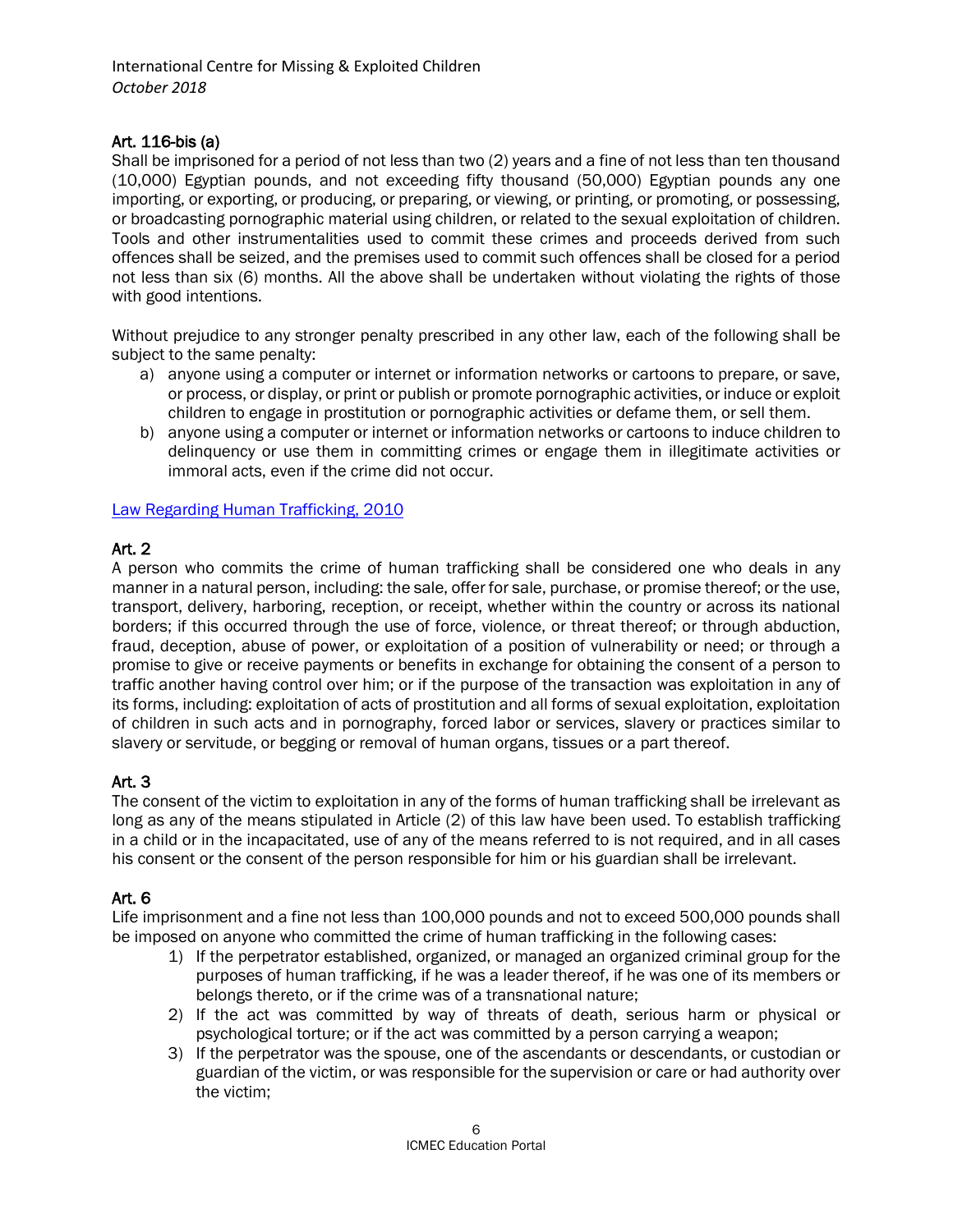### Art. 116-bis (a)

Shall be imprisoned for a period of not less than two (2) years and a fine of not less than ten thousand (10,000) Egyptian pounds, and not exceeding fifty thousand (50,000) Egyptian pounds any one importing, or exporting, or producing, or preparing, or viewing, or printing, or promoting, or possessing, or broadcasting pornographic material using children, or related to the sexual exploitation of children. Tools and other instrumentalities used to commit these crimes and proceeds derived from such offences shall be seized, and the premises used to commit such offences shall be closed for a period not less than six (6) months. All the above shall be undertaken without violating the rights of those with good intentions.

Without prejudice to any stronger penalty prescribed in any other law, each of the following shall be subject to the same penalty:

a) anyone using a computer or internet or information networks or cartoons to prepare, or save, or process, or display, or print or publish or promote pornographic activities, or induce or exploit children to engage in prostitution or pornographic activities or defame them, or sell them.
b) anyone using a computer or internet or information networks or cartoons to induce children to delinquency or use them in committing crimes or engage them in illegitimate activities or immoral acts, even if the crime did not occur.

Law Regarding Human Trafficking, 2010

### Art. 2

A person who commits the crime of human trafficking shall be considered one who deals in any manner in a natural person, including: the sale, offer for sale, purchase, or promise thereof; or the use, transport, delivery, harboring, reception, or receipt, whether within the country or across its national borders; if this occurred through the use of force, violence, or threat thereof; or through abduction, fraud, deception, abuse of power, or exploitation of a position of vulnerability or need; or through a promise to give or receive payments or benefits in exchange for obtaining the consent of a person to traffic another having control over him; or if the purpose of the transaction was exploitation in any of its forms, including: exploitation of acts of prostitution and all forms of sexual exploitation, exploitation of children in such acts and in pornography, forced labor or services, slavery or practices similar to slavery or servitude, or begging or removal of human organs, tissues or a part thereof.

### Art. 3

The consent of the victim to exploitation in any of the forms of human trafficking shall be irrelevant as long as any of the means stipulated in Article (2) of this law have been used. To establish trafficking in a child or in the incapacitated, use of any of the means referred to is not required, and in all cases his consent or the consent of the person responsible for him or his guardian shall be irrelevant.

### Art. 6

Life imprisonment and a fine not less than 100,000 pounds and not to exceed 500,000 pounds shall be imposed on anyone who committed the crime of human trafficking in the following cases:

1) If the perpetrator established, organized, or managed an organized criminal group for the purposes of human trafficking, if he was a leader thereof, if he was one of its members or belongs thereto, or if the crime was of a transnational nature;
2) If the act was committed by way of threats of death, serious harm or physical or psychological torture; or if the act was committed by a person carrying a weapon;
3) If the perpetrator was the spouse, one of the ascendants or descendants, or custodian or guardian of the victim, or was responsible for the supervision or care or had authority over the victim;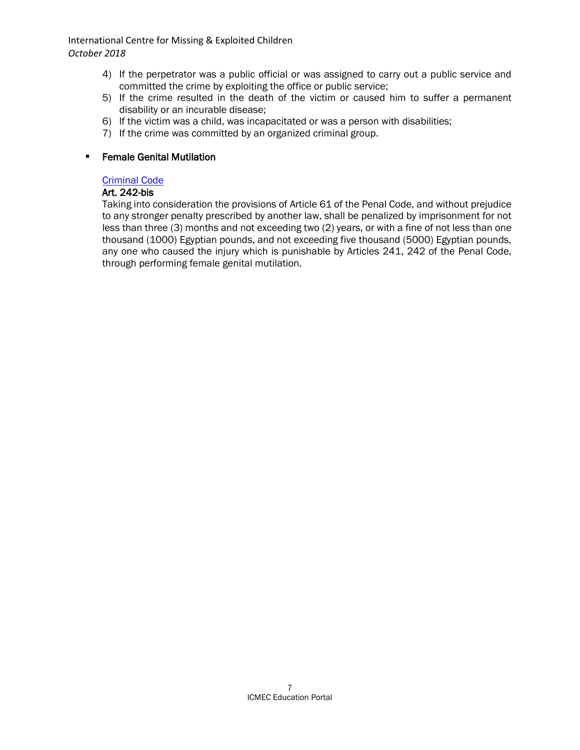4) If the perpetrator was a public official or was assigned to carry out a public service and committed the crime by exploiting the office or public service;
5) If the crime resulted in the death of the victim or caused him to suffer a permanent disability or an incurable disease;
6) If the victim was a child, was incapacitated or was a person with disabilities;
7) If the crime was committed by an organized criminal group.

- **Female Genital Mutilation**

[Criminal Code]

**Art. 242-bis**

Taking into consideration the provisions of Article 61 of the Penal Code, and without prejudice to any stronger penalty prescribed by another law, shall be penalized by imprisonment for not less than three (3) months and not exceeding two (2) years, or with a fine of not less than one thousand (1000) Egyptian pounds, and not exceeding five thousand (5000) Egyptian pounds, any one who caused the injury which is punishable by Articles 241, 242 of the Penal Code, through performing female genital mutilation.